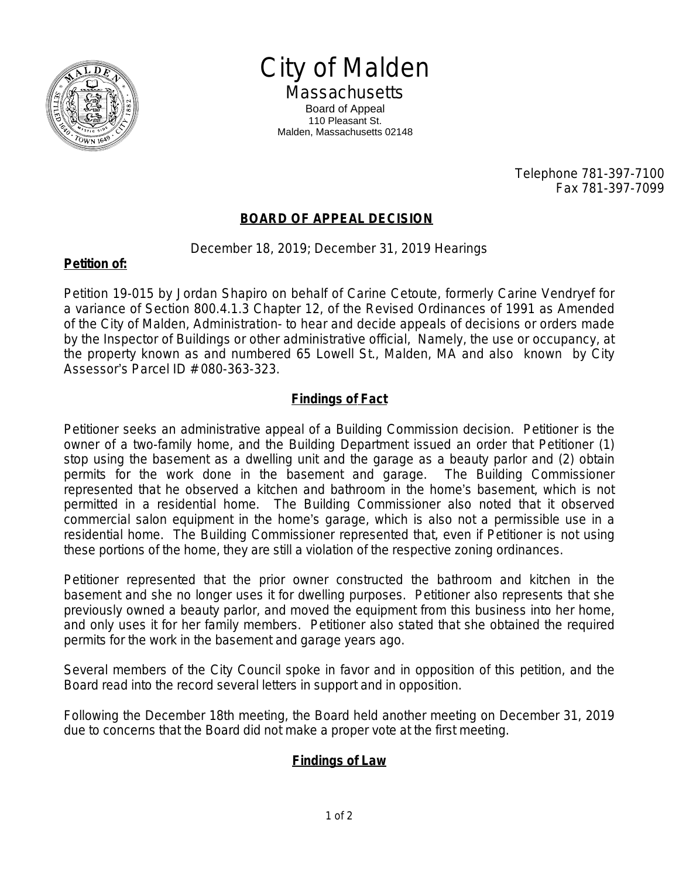# City of Malden

## Massachusetts

Board of Appeal
110 Pleasant St.
Malden, Massachusetts 02148

Telephone 781-397-7100
Fax 781-397-7099

### BOARD OF APPEAL DECISION

December 18, 2019; December 31, 2019 Hearings

**Petition of:**

Petition 19-015 by Jordan Shapiro on behalf of Carine Cetoute, formerly Carine Vendryef for a variance of Section 800.4.1.3 Chapter 12, of the Revised Ordinances of 1991 as Amended of the City of Malden, Administration- to hear and decide appeals of decisions or orders made by the Inspector of Buildings or other administrative official, Namely, the use or occupancy, at the property known as and numbered 65 Lowell St., Malden, MA and also known by City Assessor's Parcel ID # 080-363-323.

### Findings of Fact

Petitioner seeks an administrative appeal of a Building Commission decision. Petitioner is the owner of a two-family home, and the Building Department issued an order that Petitioner (1) stop using the basement as a dwelling unit and the garage as a beauty parlor and (2) obtain permits for the work done in the basement and garage. The Building Commissioner represented that he observed a kitchen and bathroom in the home's basement, which is not permitted in a residential home. The Building Commissioner also noted that it observed commercial salon equipment in the home's garage, which is also not a permissible use in a residential home. The Building Commissioner represented that, even if Petitioner is not using these portions of the home, they are still a violation of the respective zoning ordinances.

Petitioner represented that the prior owner constructed the bathroom and kitchen in the basement and she no longer uses it for dwelling purposes. Petitioner also represents that she previously owned a beauty parlor, and moved the equipment from this business into her home, and only uses it for her family members. Petitioner also stated that she obtained the required permits for the work in the basement and garage years ago.

Several members of the City Council spoke in favor and in opposition of this petition, and the Board read into the record several letters in support and in opposition.

Following the December 18th meeting, the Board held another meeting on December 31, 2019 due to concerns that the Board did not make a proper vote at the first meeting.

### Findings of Law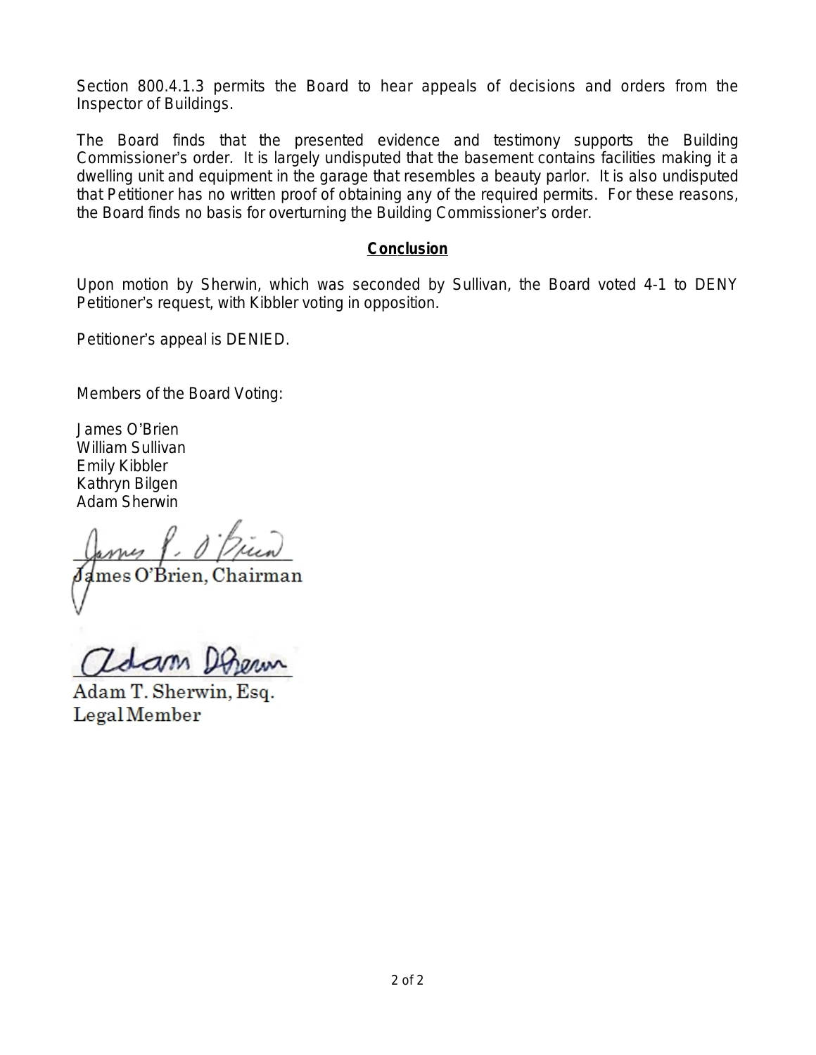Section 800.4.1.3 permits the Board to hear appeals of decisions and orders from the Inspector of Buildings.

The Board finds that the presented evidence and testimony supports the Building Commissioner's order. It is largely undisputed that the basement contains facilities making it a dwelling unit and equipment in the garage that resembles a beauty parlor. It is also undisputed that Petitioner has no written proof of obtaining any of the required permits. For these reasons, the Board finds no basis for overturning the Building Commissioner's order.

## Conclusion

Upon motion by Sherwin, which was seconded by Sullivan, the Board voted 4-1 to DENY Petitioner's request, with Kibbler voting in opposition.

Petitioner's appeal is DENIED.

Members of the Board Voting:

James O'Brien
William Sullivan
Emily Kibbler
Kathryn Bilgen
Adam Sherwin

James O'Brien, Chairman

Adam T. Sherwin, Esq.
Legal Member